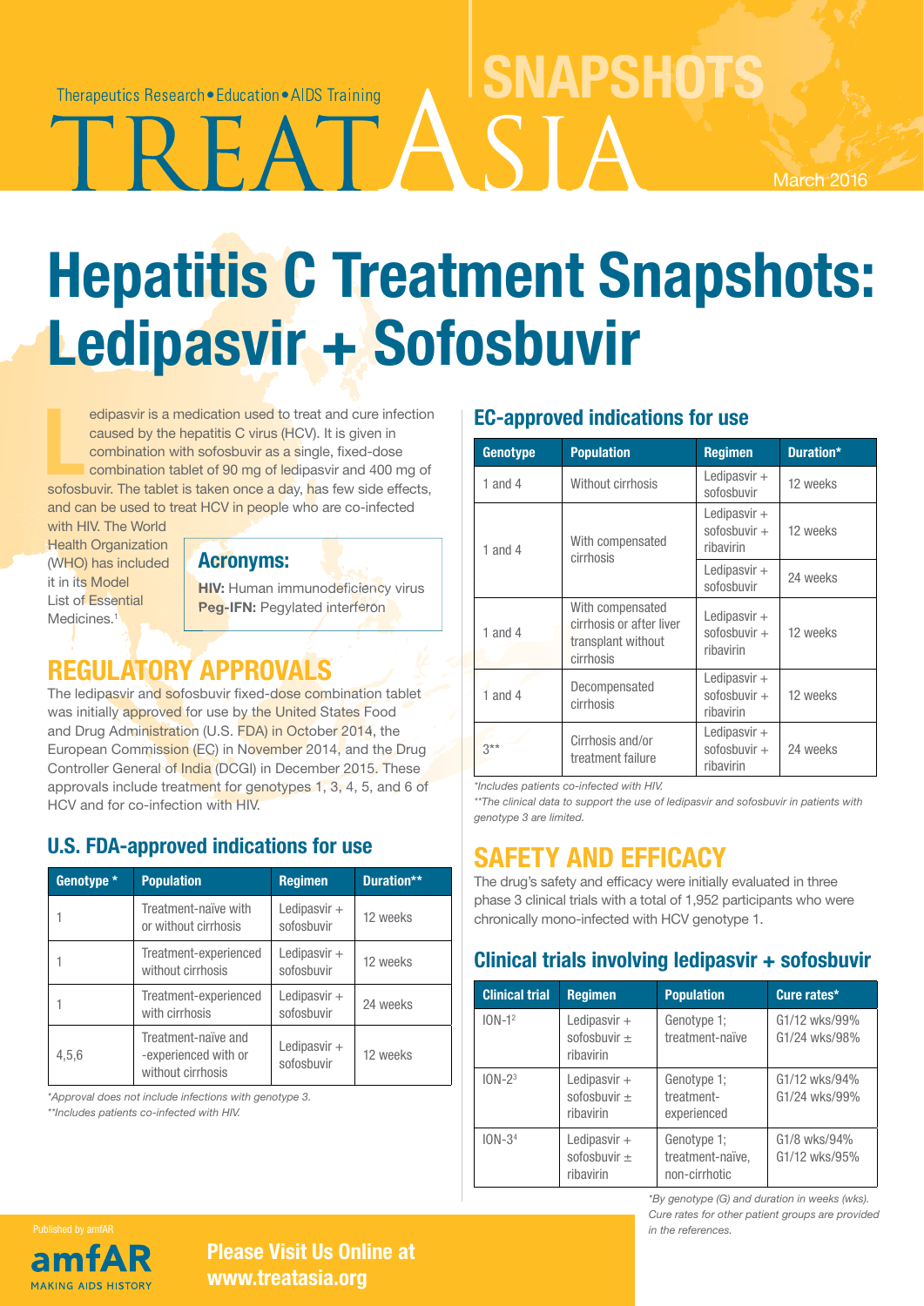Therapeutics Research • Education • AIDS Training

# TREAT ASIA SNAPSHOTS

March 2016

# Hepatitis C Treatment Snapshots: Ledipasvir + Sofosbuvir

Ledipasvir is a medication used to treat and cure infection caused by the hepatitis C virus (HCV). It is given in combination with sofosbuvir as a single, fixed-dose combination tablet of 90 mg of ledipasvir and 400 mg of sofosbuvir. The tablet is taken once a day, has few side effects, and can be used to treat HCV in people who are co-infected with HIV. The World Health Organization (WHO) has included it in its Model List of Essential Medicines.[1]

**Acronyms:**

**HIV:** Human immunodeficiency virus
**Peg-IFN:** Pegylated interferon

## REGULATORY APPROVALS

The ledipasvir and sofosbuvir fixed-dose combination tablet was initially approved for use by the United States Food and Drug Administration (U.S. FDA) in October 2014, the European Commission (EC) in November 2014, and the Drug Controller General of India (DCGI) in December 2015. These approvals include treatment for genotypes 1, 3, 4, 5, and 6 of HCV and for co-infection with HIV.

### U.S. FDA-approved indications for use

| Genotype * | Population | Regimen | Duration** |
|---|---|---|---|
| 1 | Treatment-naïve with or without cirrhosis | Ledipasvir + sofosbuvir | 12 weeks |
| 1 | Treatment-experienced without cirrhosis | Ledipasvir + sofosbuvir | 12 weeks |
| 1 | Treatment-experienced with cirrhosis | Ledipasvir + sofosbuvir | 24 weeks |
| 4,5,6 | Treatment-naïve and -experienced with or without cirrhosis | Ledipasvir + sofosbuvir | 12 weeks |

*Approval does not include infections with genotype 3.*
*\*\*Includes patients co-infected with HIV.*

### EC-approved indications for use

| Genotype | Population | Regimen | Duration* |
|---|---|---|---|
| 1 and 4 | Without cirrhosis | Ledipasvir + sofosbuvir | 12 weeks |
| 1 and 4 | With compensated cirrhosis | Ledipasvir + sofosbuvir + ribavirin | 12 weeks |
| | | Ledipasvir + sofosbuvir | 24 weeks |
| 1 and 4 | With compensated cirrhosis or after liver transplant without cirrhosis | Ledipasvir + sofosbuvir + ribavirin | 12 weeks |
| 1 and 4 | Decompensated cirrhosis | Ledipasvir + sofosbuvir + ribavirin | 12 weeks |
| 3** | Cirrhosis and/or treatment failure | Ledipasvir + sofosbuvir + ribavirin | 24 weeks |

*Includes patients co-infected with HIV.*
*\*\*The clinical data to support the use of ledipasvir and sofosbuvir in patients with genotype 3 are limited.*

## SAFETY AND EFFICACY

The drug's safety and efficacy were initially evaluated in three phase 3 clinical trials with a total of 1,952 participants who were chronically mono-infected with HCV genotype 1.

### Clinical trials involving ledipasvir + sofosbuvir

| Clinical trial | Regimen | Population | Cure rates* |
|---|---|---|---|
| ION-1[2] | Ledipasvir + sofosbuvir ± ribavirin | Genotype 1; treatment-naïve | G1/12 wks/99%<br>G1/24 wks/98% |
| ION-2[3] | Ledipasvir + sofosbuvir ± ribavirin | Genotype 1; treatment-experienced | G1/12 wks/94%<br>G1/24 wks/99% |
| ION-3[4] | Ledipasvir + sofosbuvir ± ribavirin | Genotype 1; treatment-naïve, non-cirrhotic | G1/8 wks/94%<br>G1/12 wks/95% |

*By genotype (G) and duration in weeks (wks). Cure rates for other patient groups are provided in the references.*

Published by amfAR

amfAR MAKING AIDS HISTORY

**Please Visit Us Online at www.treatasia.org**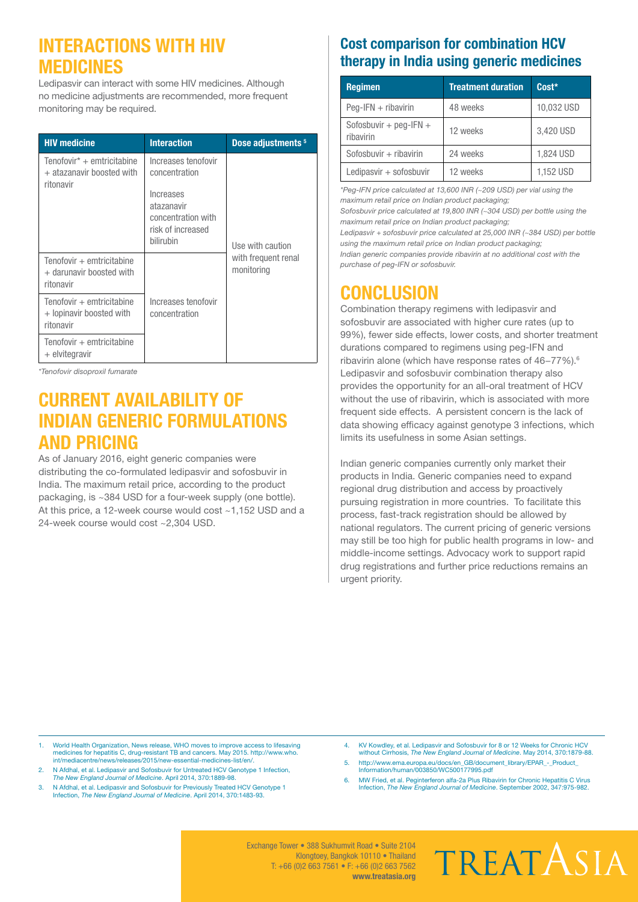## INTERACTIONS WITH HIV MEDICINES

Ledipasvir can interact with some HIV medicines. Although no medicine adjustments are recommended, more frequent monitoring may be required.

| HIV medicine | Interaction | Dose adjustments [5] |
|---|---|---|
| Tenofovir* + emtricitabine + atazanavir boosted with ritonavir | Increases tenofovir concentration<br><br>Increases atazanavir concentration with risk of increased bilirubin | Use with caution with frequent renal monitoring |
| Tenofovir + emtricitabine + darunavir boosted with ritonavir | Increases tenofovir concentration | |
| Tenofovir + emtricitabine + lopinavir boosted with ritonavir | | |
| Tenofovir + emtricitabine + elvitegravir | | |

*Tenofovir disoproxil fumarate*

## CURRENT AVAILABILITY OF INDIAN GENERIC FORMULATIONS AND PRICING

As of January 2016, eight generic companies were distributing the co-formulated ledipasvir and sofosbuvir in India. The maximum retail price, according to the product packaging, is ~384 USD for a four-week supply (one bottle). At this price, a 12-week course would cost ~1,152 USD and a 24-week course would cost ~2,304 USD.

## Cost comparison for combination HCV therapy in India using generic medicines

| Regimen | Treatment duration | Cost* |
|---|---|---|
| Peg-IFN + ribavirin | 48 weeks | 10,032 USD |
| Sofosbuvir + peg-IFN + ribavirin | 12 weeks | 3,420 USD |
| Sofosbuvir + ribavirin | 24 weeks | 1,824 USD |
| Ledipasvir + sofosbuvir | 12 weeks | 1,152 USD |

*\*Peg-IFN price calculated at 13,600 INR (~209 USD) per vial using the maximum retail price on Indian product packaging;*
*Sofosbuvir price calculated at 19,800 INR (~304 USD) per bottle using the maximum retail price on Indian product packaging;*
*Ledipasvir + sofosbuvir price calculated at 25,000 INR (~384 USD) per bottle using the maximum retail price on Indian product packaging;*
*Indian generic companies provide ribavirin at no additional cost with the purchase of peg-IFN or sofosbuvir.*

## CONCLUSION

Combination therapy regimens with ledipasvir and sofosbuvir are associated with higher cure rates (up to 99%), fewer side effects, lower costs, and shorter treatment durations compared to regimens using peg-IFN and ribavirin alone (which have response rates of 46–77%).[6] Ledipasvir and sofosbuvir combination therapy also provides the opportunity for an all-oral treatment of HCV without the use of ribavirin, which is associated with more frequent side effects. A persistent concern is the lack of data showing efficacy against genotype 3 infections, which limits its usefulness in some Asian settings.

Indian generic companies currently only market their products in India. Generic companies need to expand regional drug distribution and access by proactively pursuing registration in more countries. To facilitate this process, fast-track registration should be allowed by national regulators. The current pricing of generic versions may still be too high for public health programs in low- and middle-income settings. Advocacy work to support rapid drug registrations and further price reductions remains an urgent priority.

1. World Health Organization, News release, WHO moves to improve access to lifesaving medicines for hepatitis C, drug-resistant TB and cancers. May 2015. http://www.who.int/mediacentre/news/releases/2015/new-essential-medicines-list/en/.
2. N Afdhal, et al. Ledipasvir and Sofosbuvir for Untreated HCV Genotype 1 Infection, *The New England Journal of Medicine*. April 2014, 370:1889-98.
3. N Afdhal, et al. Ledipasvir and Sofosbuvir for Previously Treated HCV Genotype 1 Infection, *The New England Journal of Medicine*. April 2014, 370:1483-93.
4. KV Kowdley, et al. Ledipasvir and Sofosbuvir for 8 or 12 Weeks for Chronic HCV without Cirrhosis, *The New England Journal of Medicine*. May 2014, 370:1879-88.
5. http://www.ema.europa.eu/docs/en_GB/document_library/EPAR_-_Product_Information/human/003850/WC500177995.pdf
6. MW Fried, et al. Peginterferon alfa-2a Plus Ribavirin for Chronic Hepatitis C Virus Infection, *The New England Journal of Medicine*. September 2002, 347:975-982.

Exchange Tower • 388 Sukhumvit Road • Suite 2104
Klongtoey, Bangkok 10110 • Thailand
T: +66 (0)2 663 7561 • F: +66 (0)2 663 7562
**www.treatasia.org**

TREATASIA